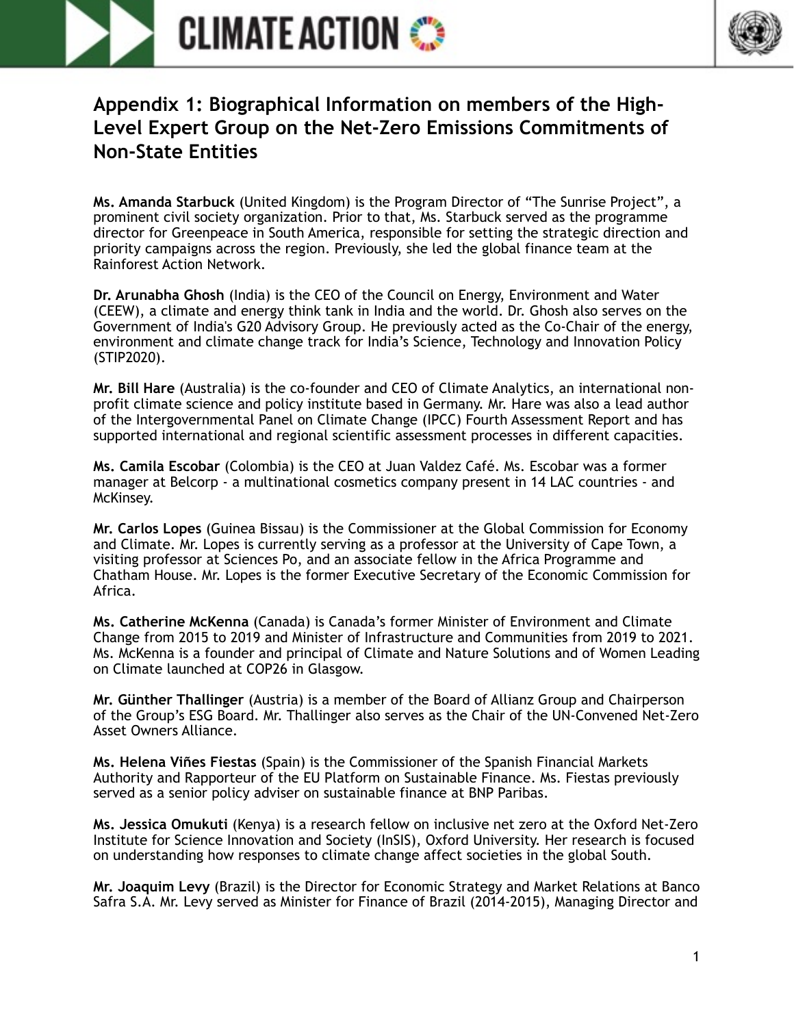# Appendix 1: Biographical Information on members of the High-Level Expert Group on the Net-Zero Emissions Commitments of Non-State Entities

**Ms. Amanda Starbuck** (United Kingdom) is the Program Director of "The Sunrise Project", a prominent civil society organization. Prior to that, Ms. Starbuck served as the programme director for Greenpeace in South America, responsible for setting the strategic direction and priority campaigns across the region. Previously, she led the global finance team at the Rainforest Action Network.

**Dr. Arunabha Ghosh** (India) is the CEO of the Council on Energy, Environment and Water (CEEW), a climate and energy think tank in India and the world. Dr. Ghosh also serves on the Government of India's G20 Advisory Group. He previously acted as the Co-Chair of the energy, environment and climate change track for India's Science, Technology and Innovation Policy (STIP2020).

**Mr. Bill Hare** (Australia) is the co-founder and CEO of Climate Analytics, an international non-profit climate science and policy institute based in Germany. Mr. Hare was also a lead author of the Intergovernmental Panel on Climate Change (IPCC) Fourth Assessment Report and has supported international and regional scientific assessment processes in different capacities.

**Ms. Camila Escobar** (Colombia) is the CEO at Juan Valdez Café. Ms. Escobar was a former manager at Belcorp - a multinational cosmetics company present in 14 LAC countries - and McKinsey.

**Mr. Carlos Lopes** (Guinea Bissau) is the Commissioner at the Global Commission for Economy and Climate. Mr. Lopes is currently serving as a professor at the University of Cape Town, a visiting professor at Sciences Po, and an associate fellow in the Africa Programme and Chatham House. Mr. Lopes is the former Executive Secretary of the Economic Commission for Africa.

**Ms. Catherine McKenna** (Canada) is Canada's former Minister of Environment and Climate Change from 2015 to 2019 and Minister of Infrastructure and Communities from 2019 to 2021. Ms. McKenna is a founder and principal of Climate and Nature Solutions and of Women Leading on Climate launched at COP26 in Glasgow.

**Mr. Günther Thallinger** (Austria) is a member of the Board of Allianz Group and Chairperson of the Group's ESG Board. Mr. Thallinger also serves as the Chair of the UN-Convened Net-Zero Asset Owners Alliance.

**Ms. Helena Viñes Fiestas** (Spain) is the Commissioner of the Spanish Financial Markets Authority and Rapporteur of the EU Platform on Sustainable Finance. Ms. Fiestas previously served as a senior policy adviser on sustainable finance at BNP Paribas.

**Ms. Jessica Omukuti** (Kenya) is a research fellow on inclusive net zero at the Oxford Net-Zero Institute for Science Innovation and Society (InSIS), Oxford University. Her research is focused on understanding how responses to climate change affect societies in the global South.

**Mr. Joaquim Levy** (Brazil) is the Director for Economic Strategy and Market Relations at Banco Safra S.A. Mr. Levy served as Minister for Finance of Brazil (2014-2015), Managing Director and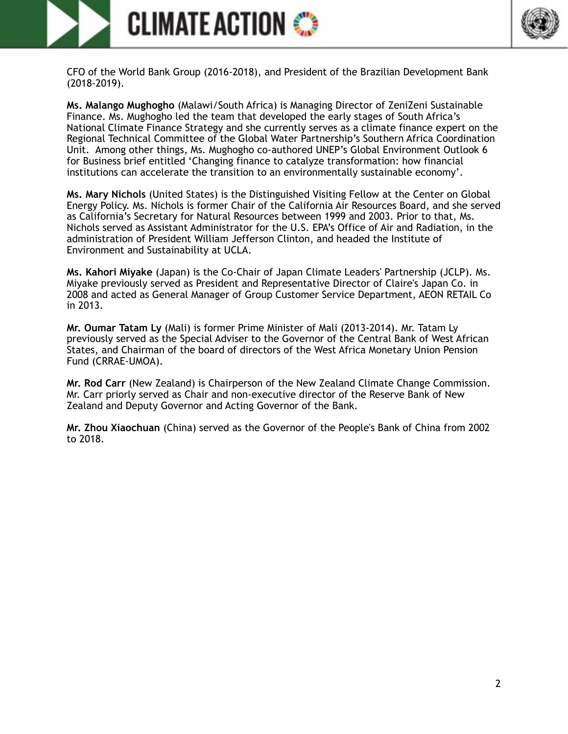CFO of the World Bank Group (2016-2018), and President of the Brazilian Development Bank (2018-2019).

**Ms. Malango Mughogho** (Malawi/South Africa) is Managing Director of ZeniZeni Sustainable Finance. Ms. Mughogho led the team that developed the early stages of South Africa's National Climate Finance Strategy and she currently serves as a climate finance expert on the Regional Technical Committee of the Global Water Partnership's Southern Africa Coordination Unit. Among other things, Ms. Mughogho co-authored UNEP's Global Environment Outlook 6 for Business brief entitled 'Changing finance to catalyze transformation: how financial institutions can accelerate the transition to an environmentally sustainable economy'.

**Ms. Mary Nichols** (United States) is the Distinguished Visiting Fellow at the Center on Global Energy Policy. Ms. Nichols is former Chair of the California Air Resources Board, and she served as California's Secretary for Natural Resources between 1999 and 2003. Prior to that, Ms. Nichols served as Assistant Administrator for the U.S. EPA's Office of Air and Radiation, in the administration of President William Jefferson Clinton, and headed the Institute of Environment and Sustainability at UCLA.

**Ms. Kahori Miyake** (Japan) is the Co-Chair of Japan Climate Leaders' Partnership (JCLP). Ms. Miyake previously served as President and Representative Director of Claire's Japan Co. in 2008 and acted as General Manager of Group Customer Service Department, AEON RETAIL Co in 2013.

**Mr. Oumar Tatam Ly** (Mali) is former Prime Minister of Mali (2013-2014). Mr. Tatam Ly previously served as the Special Adviser to the Governor of the Central Bank of West African States, and Chairman of the board of directors of the West Africa Monetary Union Pension Fund (CRRAE-UMOA).

**Mr. Rod Carr** (New Zealand) is Chairperson of the New Zealand Climate Change Commission. Mr. Carr priorly served as Chair and non-executive director of the Reserve Bank of New Zealand and Deputy Governor and Acting Governor of the Bank.

**Mr. Zhou Xiaochuan** (China) served as the Governor of the People's Bank of China from 2002 to 2018.